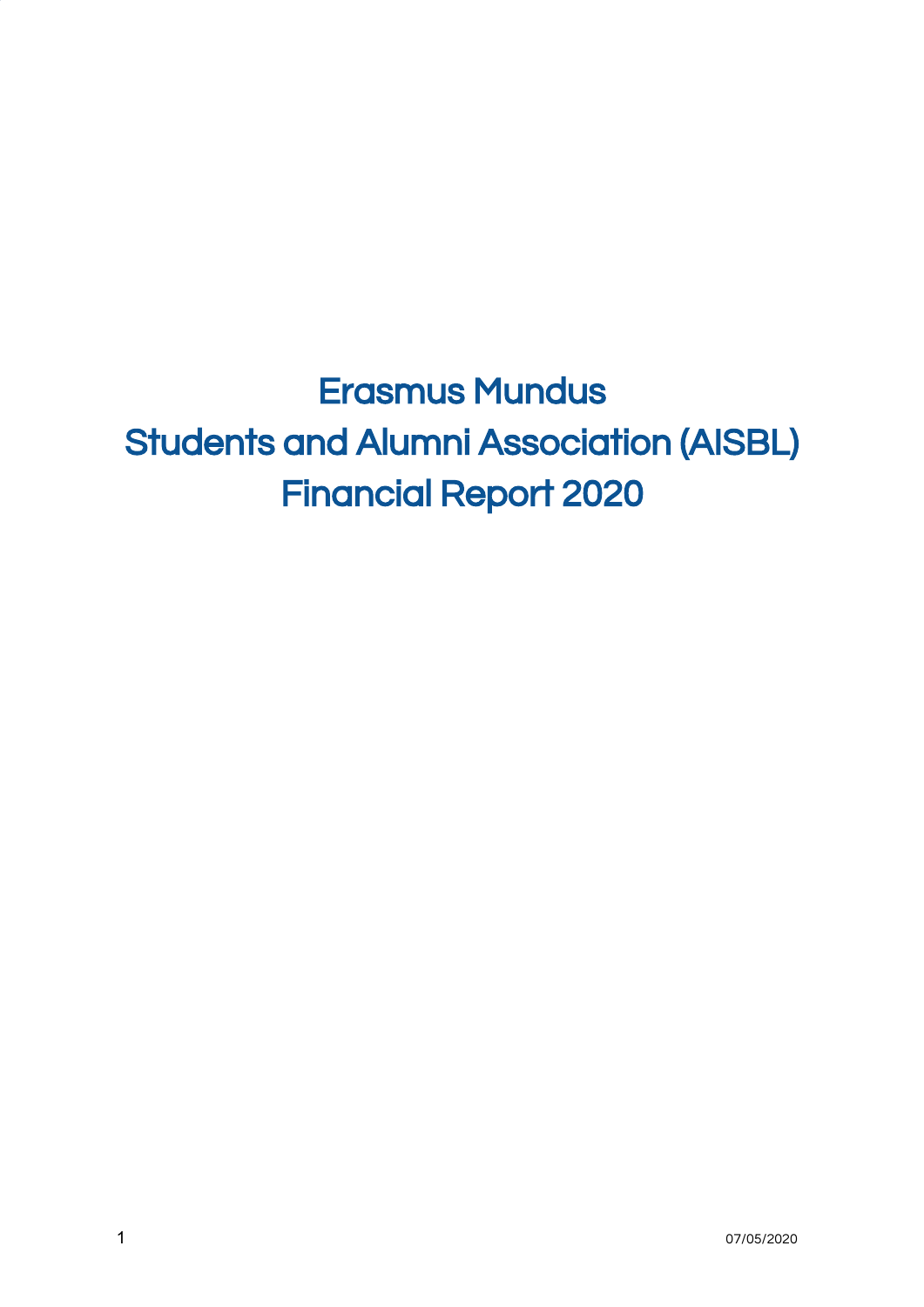# Erasmus Mundus
# Students and Alumni Association (AISBL)
# Financial Report 2020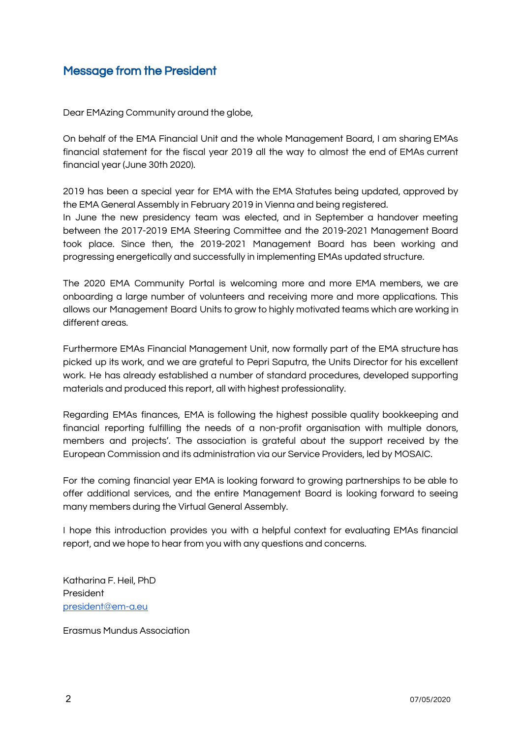## Message from the President

Dear EMAzing Community around the globe,

On behalf of the EMA Financial Unit and the whole Management Board, I am sharing EMAs financial statement for the fiscal year 2019 all the way to almost the end of EMAs current financial year (June 30th 2020).

2019 has been a special year for EMA with the EMA Statutes being updated, approved by the EMA General Assembly in February 2019 in Vienna and being registered.
In June the new presidency team was elected, and in September a handover meeting between the 2017-2019 EMA Steering Committee and the 2019-2021 Management Board took place. Since then, the 2019-2021 Management Board has been working and progressing energetically and successfully in implementing EMAs updated structure.

The 2020 EMA Community Portal is welcoming more and more EMA members, we are onboarding a large number of volunteers and receiving more and more applications. This allows our Management Board Units to grow to highly motivated teams which are working in different areas.

Furthermore EMAs Financial Management Unit, now formally part of the EMA structure has picked up its work, and we are grateful to Pepri Saputra, the Units Director for his excellent work. He has already established a number of standard procedures, developed supporting materials and produced this report, all with highest professionality.

Regarding EMAs finances, EMA is following the highest possible quality bookkeeping and financial reporting fulfilling the needs of a non-profit organisation with multiple donors, members and projects'. The association is grateful about the support received by the European Commission and its administration via our Service Providers, led by MOSAIC.

For the coming financial year EMA is looking forward to growing partnerships to be able to offer additional services, and the entire Management Board is looking forward to seeing many members during the Virtual General Assembly.

I hope this introduction provides you with a helpful context for evaluating EMAs financial report, and we hope to hear from you with any questions and concerns.

Katharina F. Heil, PhD
President
president@em-a.eu

Erasmus Mundus Association

07/05/2020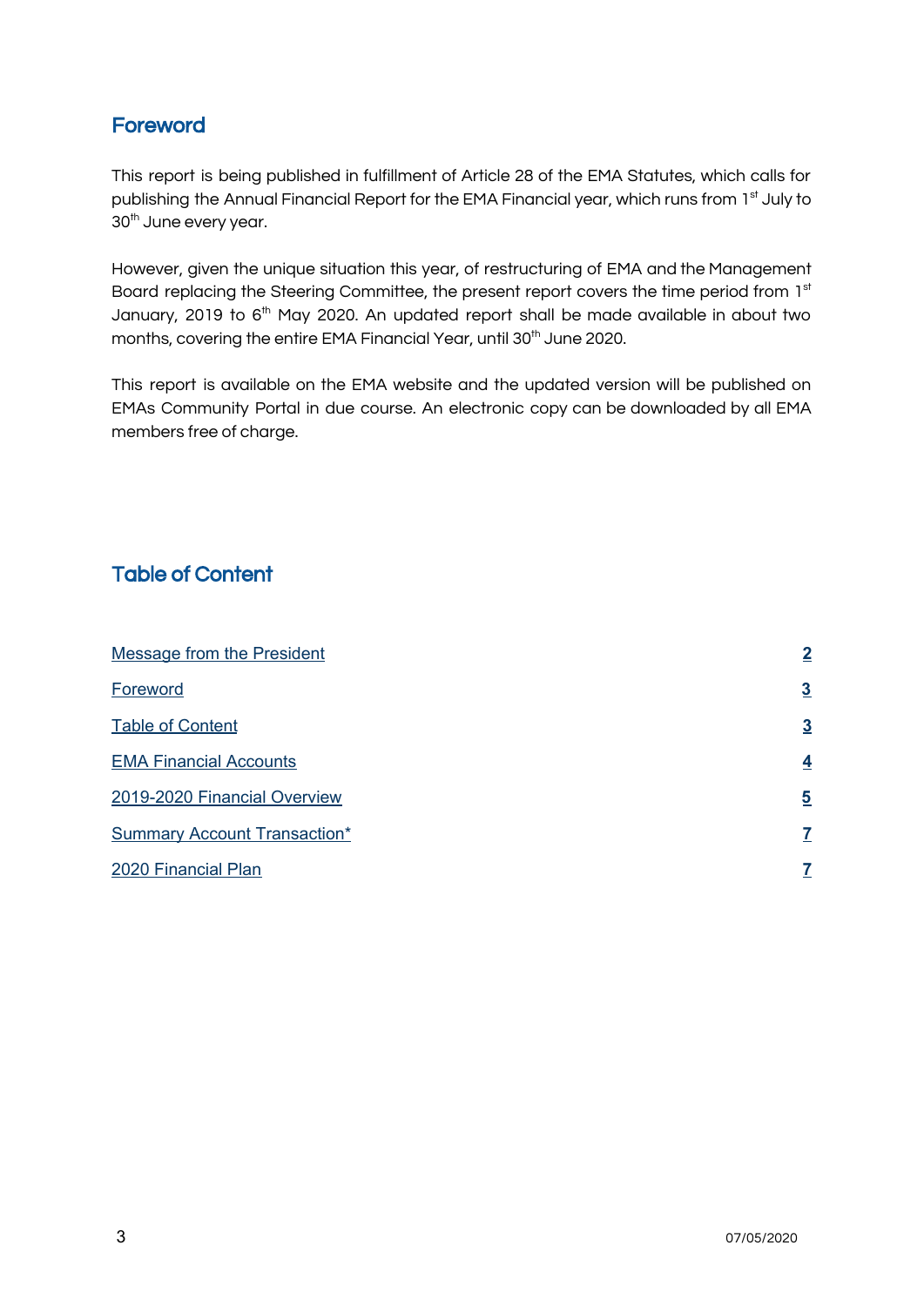## Foreword

This report is being published in fulfillment of Article 28 of the EMA Statutes, which calls for publishing the Annual Financial Report for the EMA Financial year, which runs from 1st July to 30th June every year.

However, given the unique situation this year, of restructuring of EMA and the Management Board replacing the Steering Committee, the present report covers the time period from 1st January, 2019 to 6th May 2020. An updated report shall be made available in about two months, covering the entire EMA Financial Year, until 30th June 2020.

This report is available on the EMA website and the updated version will be published on EMAs Community Portal in due course. An electronic copy can be downloaded by all EMA members free of charge.

## Table of Content

| | |
|---|---|
| Message from the President | 2 |
| Foreword | 3 |
| Table of Content | 3 |
| EMA Financial Accounts | 4 |
| 2019-2020 Financial Overview | 5 |
| Summary Account Transaction* | 7 |
| 2020 Financial Plan | 7 |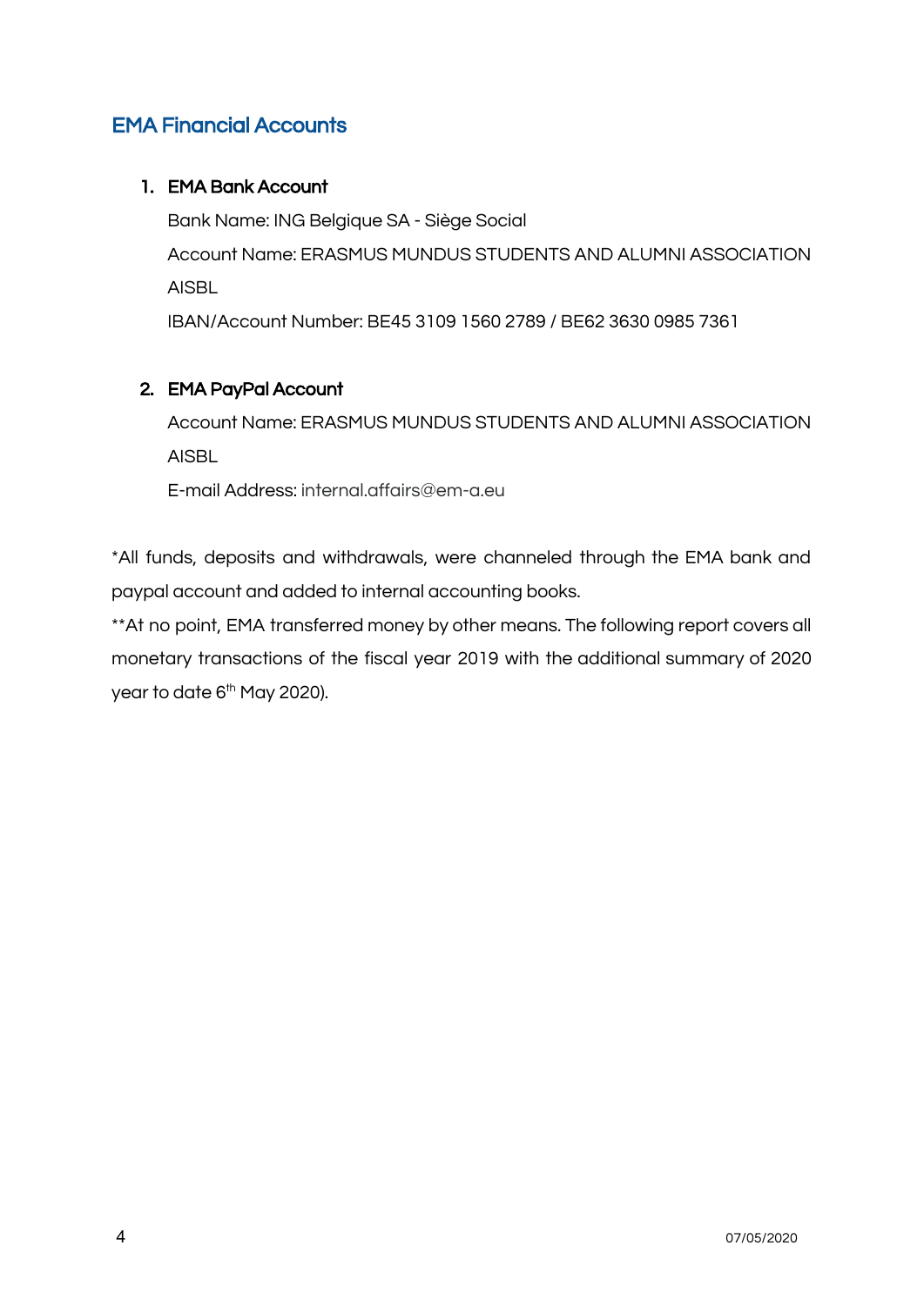## EMA Financial Accounts

1. **EMA Bank Account**

   Bank Name: ING Belgique SA - Siège Social

   Account Name: ERASMUS MUNDUS STUDENTS AND ALUMNI ASSOCIATION AISBL

   IBAN/Account Number: BE45 3109 1560 2789 / BE62 3630 0985 7361

2. **EMA PayPal Account**

   Account Name: ERASMUS MUNDUS STUDENTS AND ALUMNI ASSOCIATION AISBL

   E-mail Address: internal.affairs@em-a.eu

*All funds, deposits and withdrawals, were channeled through the EMA bank and paypal account and added to internal accounting books.

**At no point, EMA transferred money by other means. The following report covers all monetary transactions of the fiscal year 2019 with the additional summary of 2020 year to date 6th May 2020).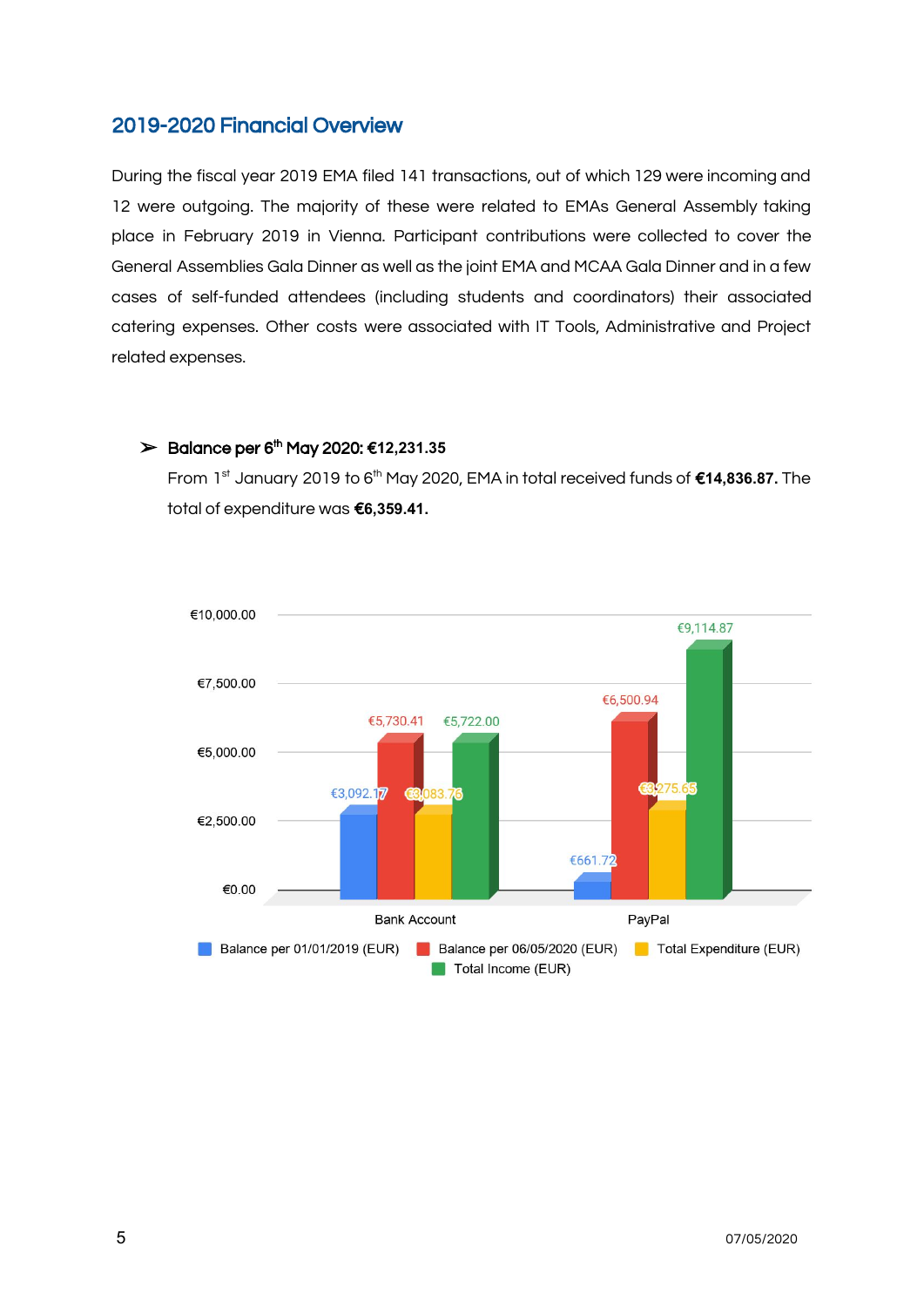## 2019-2020 Financial Overview

During the fiscal year 2019 EMA filed 141 transactions, out of which 129 were incoming and 12 were outgoing. The majority of these were related to EMAs General Assembly taking place in February 2019 in Vienna. Participant contributions were collected to cover the General Assemblies Gala Dinner as well as the joint EMA and MCAA Gala Dinner and in a few cases of self-funded attendees (including students and coordinators) their associated catering expenses. Other costs were associated with IT Tools, Administrative and Project related expenses.

- **Balance per 6th May 2020: €12,231.35**

  From 1st January 2019 to 6th May 2020, EMA in total received funds of **€14,836.87.** The total of expenditure was **€6,359.41.**

| | Balance per 01/01/2019 (EUR) | Balance per 06/05/2020 (EUR) | Total Expenditure (EUR) | Total Income (EUR) |
|---|---|---|---|---|
| Bank Account | €3,092.17 | €5,730.41 | €3,083.76 | €5,722.00 |
| PayPal | €661.72 | €6,500.94 | €3,275.65 | €9,114.87 |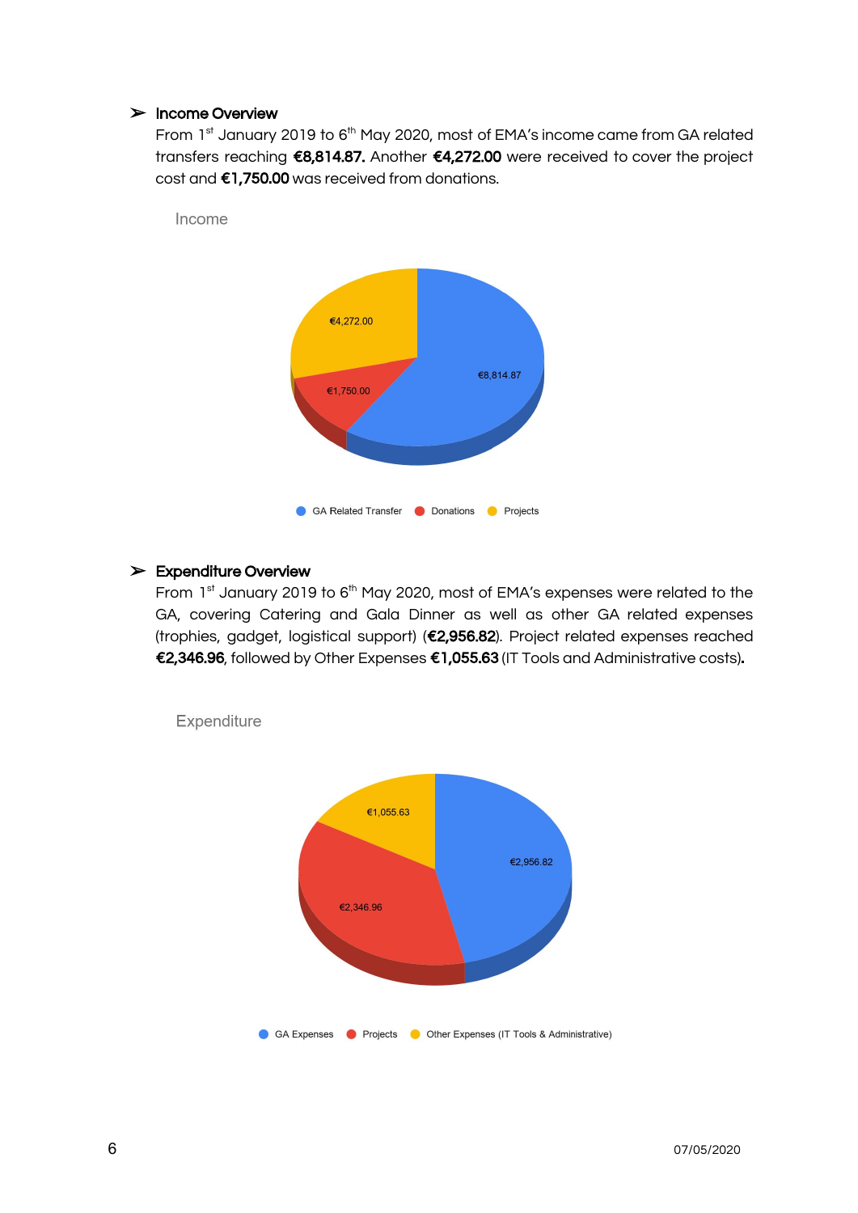- **Income Overview**

  From 1st January 2019 to 6th May 2020, most of EMA's income came from GA related transfers reaching **€8,814.87.** Another **€4,272.00** were received to cover the project cost and **€1,750.00** was received from donations.

Income

€4,272.00

€1,750.00

€8,814.87

GA Related Transfer · Donations · Projects

- **Expenditure Overview**

  From 1st January 2019 to 6th May 2020, most of EMA's expenses were related to the GA, covering Catering and Gala Dinner as well as other GA related expenses (trophies, gadget, logistical support) (**€2,956.82**). Project related expenses reached **€2,346.96**, followed by Other Expenses **€1,055.63** (IT Tools and Administrative costs)**.**

Expenditure

€1,055.63

€2,956.82

€2,346.96

GA Expenses · Projects · Other Expenses (IT Tools & Administrative)

07/05/2020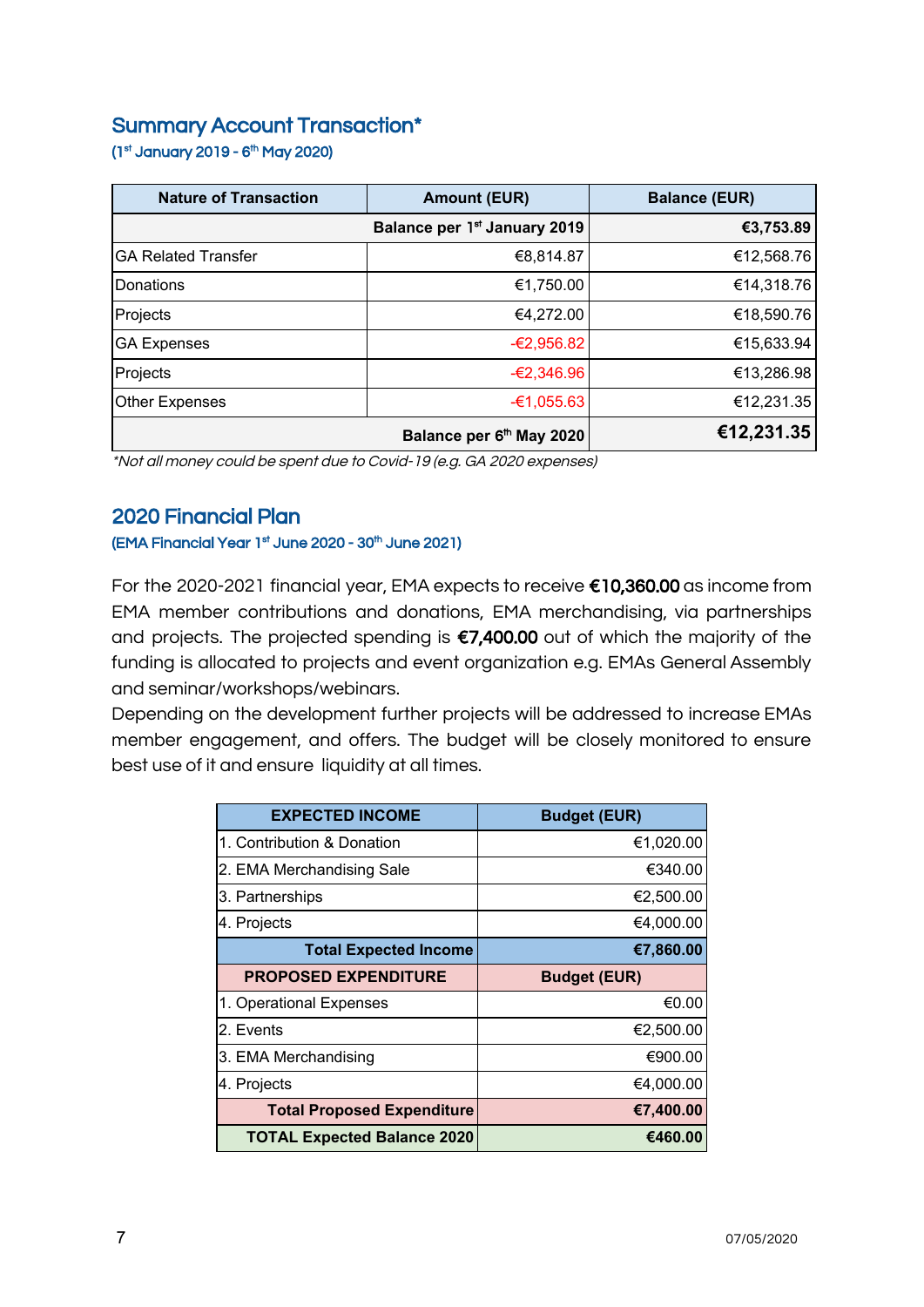## Summary Account Transaction*

(1st January 2019 - 6th May 2020)

| Nature of Transaction | Amount (EUR) | Balance (EUR) |
|---|---|---|
| | **Balance per 1st January 2019** | **€3,753.89** |
| GA Related Transfer | €8,814.87 | €12,568.76 |
| Donations | €1,750.00 | €14,318.76 |
| Projects | €4,272.00 | €18,590.76 |
| GA Expenses | -€2,956.82 | €15,633.94 |
| Projects | -€2,346.96 | €13,286.98 |
| Other Expenses | -€1,055.63 | €12,231.35 |
| | **Balance per 6th May 2020** | **€12,231.35** |

*Not all money could be spent due to Covid-19 (e.g. GA 2020 expenses)*

## 2020 Financial Plan

(EMA Financial Year 1st June 2020 - 30th June 2021)

For the 2020-2021 financial year, EMA expects to receive **€10,360.00** as income from EMA member contributions and donations, EMA merchandising, via partnerships and projects. The projected spending is **€7,400.00** out of which the majority of the funding is allocated to projects and event organization e.g. EMAs General Assembly and seminar/workshops/webinars.

Depending on the development further projects will be addressed to increase EMAs member engagement, and offers. The budget will be closely monitored to ensure best use of it and ensure liquidity at all times.

| EXPECTED INCOME | Budget (EUR) |
|---|---|
| 1. Contribution & Donation | €1,020.00 |
| 2. EMA Merchandising Sale | €340.00 |
| 3. Partnerships | €2,500.00 |
| 4. Projects | €4,000.00 |
| **Total Expected Income** | **€7,860.00** |
| **PROPOSED EXPENDITURE** | **Budget (EUR)** |
| 1. Operational Expenses | €0.00 |
| 2. Events | €2,500.00 |
| 3. EMA Merchandising | €900.00 |
| 4. Projects | €4,000.00 |
| **Total Proposed Expenditure** | **€7,400.00** |
| **TOTAL Expected Balance 2020** | **€460.00** |

07/05/2020